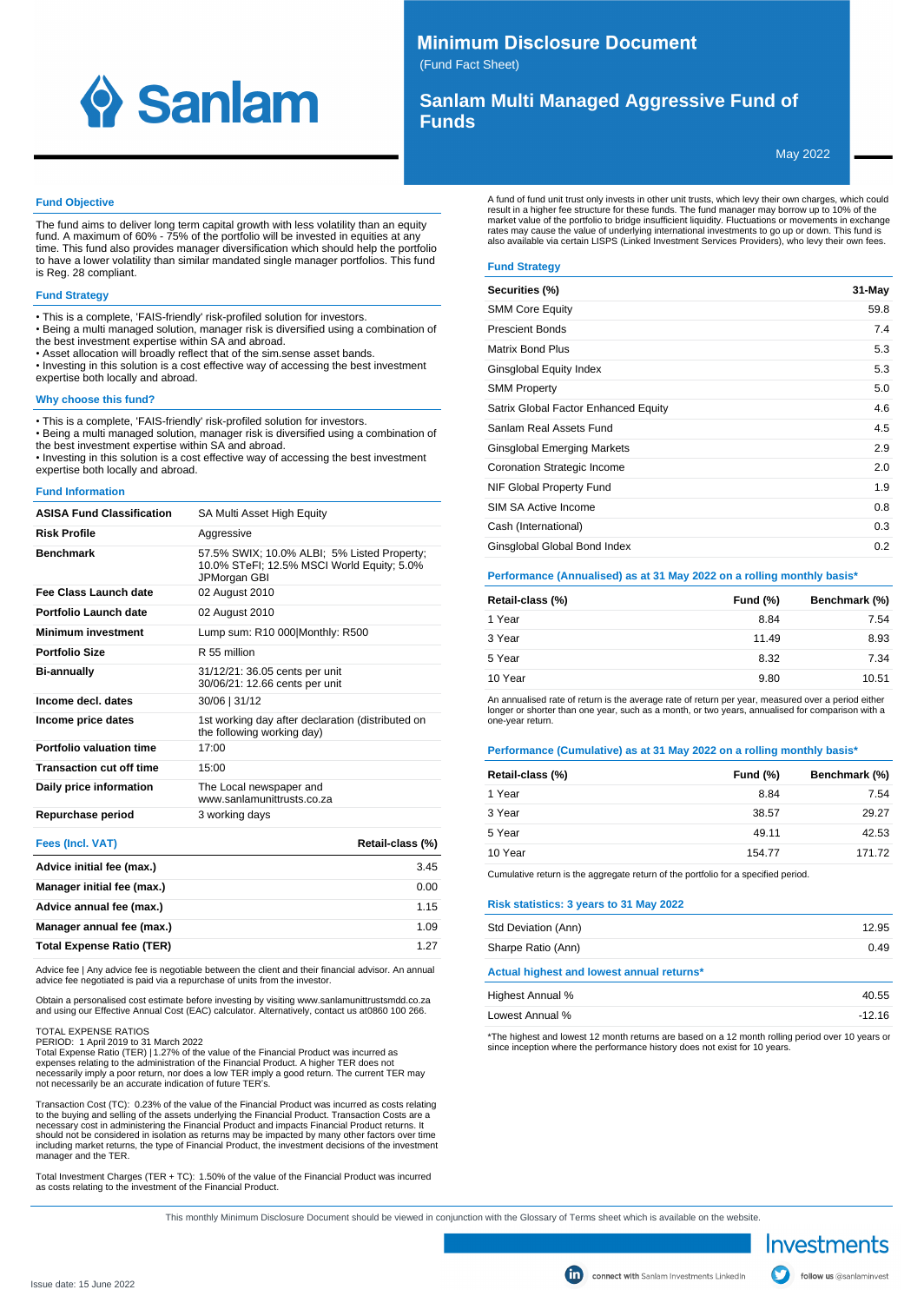# Minimum Disclosure Document

(Fund Fact Sheet)

## Sanlam Multi Managed Aggressive Fund of Funds

May 2022

### Fund Objective

The fund aims to deliver long term capital growth with less volatility than an equity fund. A maximum of 60% - 75% of the portfolio will be invested in equities at any time. This fund also provides manager diversification which should help the portfolio to have a lower volatility than similar mandated single manager portfolios. This fund is Reg. 28 compliant.

### Fund Strategy

- This is a complete, 'FAIS-friendly' risk-profiled solution for investors.
- Being a multi managed solution, manager risk is diversified using a combination of the best investment expertise within SA and abroad.
- Asset allocation will broadly reflect that of the sim.sense asset bands.
- Investing in this solution is a cost effective way of accessing the best investment expertise both locally and abroad.

### Why choose this fund?

- This is a complete, 'FAIS-friendly' risk-profiled solution for investors.
- Being a multi managed solution, manager risk is diversified using a combination of the best investment expertise within SA and abroad.
- Investing in this solution is a cost effective way of accessing the best investment expertise both locally and abroad.

### Fund Information

| | |
|---|---|
| **ASISA Fund Classification** | SA Multi Asset High Equity |
| **Risk Profile** | Aggressive |
| **Benchmark** | 57.5% SWIX; 10.0% ALBI; 5% Listed Property; 10.0% STeFI; 12.5% MSCI World Equity; 5.0% JPMorgan GBI |
| **Fee Class Launch date** | 02 August 2010 |
| **Portfolio Launch date** | 02 August 2010 |
| **Minimum investment** | Lump sum: R10 000\|Monthly: R500 |
| **Portfolio Size** | R 55 million |
| **Bi-annually** | 31/12/21: 36.05 cents per unit<br>30/06/21: 12.66 cents per unit |
| **Income decl. dates** | 30/06 \| 31/12 |
| **Income price dates** | 1st working day after declaration (distributed on the following working day) |
| **Portfolio valuation time** | 17:00 |
| **Transaction cut off time** | 15:00 |
| **Daily price information** | The Local newspaper and www.sanlamunittrusts.co.za |
| **Repurchase period** | 3 working days |

### Fees (Incl. VAT)

| Fees (Incl. VAT) | Retail-class (%) |
|---|---|
| **Advice initial fee (max.)** | 3.45 |
| **Manager initial fee (max.)** | 0.00 |
| **Advice annual fee (max.)** | 1.15 |
| **Manager annual fee (max.)** | 1.09 |
| **Total Expense Ratio (TER)** | 1.27 |

Advice fee | Any advice fee is negotiable between the client and their financial advisor. An annual advice fee negotiated is paid via a repurchase of units from the investor.

Obtain a personalised cost estimate before investing by visiting www.sanlamunittrustsmdd.co.za and using our Effective Annual Cost (EAC) calculator. Alternatively, contact us at0860 100 266.

TOTAL EXPENSE RATIOS
PERIOD: 1 April 2019 to 31 March 2022
Total Expense Ratio (TER) | 1.27% of the value of the Financial Product was incurred as expenses relating to the administration of the Financial Product. A higher TER does not necessarily imply a poor return, nor does a low TER imply a good return. The current TER may not necessarily be an accurate indication of future TER's.

Transaction Cost (TC): 0.23% of the value of the Financial Product was incurred as costs relating to the buying and selling of the assets underlying the Financial Product. Transaction Costs are a necessary cost in administering the Financial Product and impacts Financial Product returns. It should not be considered in isolation as returns may be impacted by many other factors over time including market returns, the type of Financial Product, the investment decisions of the investment manager and the TER.

Total Investment Charges (TER + TC): 1.50% of the value of the Financial Product was incurred as costs relating to the investment of the Financial Product.

A fund of fund unit trust only invests in other unit trusts, which levy their own charges, which could result in a higher fee structure for these funds. The fund manager may borrow up to 10% of the market value of the portfolio to bridge insufficient liquidity. Fluctuations or movements in exchange rates may cause the value of underlying international investments to go up or down. This fund is also available via certain LISPS (Linked Investment Services Providers), who levy their own fees.

### Fund Strategy

| Securities (%) | 31-May |
|---|---|
| SMM Core Equity | 59.8 |
| Prescient Bonds | 7.4 |
| Matrix Bond Plus | 5.3 |
| Ginsglobal Equity Index | 5.3 |
| SMM Property | 5.0 |
| Satrix Global Factor Enhanced Equity | 4.6 |
| Sanlam Real Assets Fund | 4.5 |
| Ginsglobal Emerging Markets | 2.9 |
| Coronation Strategic Income | 2.0 |
| NIF Global Property Fund | 1.9 |
| SIM SA Active Income | 0.8 |
| Cash (International) | 0.3 |
| Ginsglobal Global Bond Index | 0.2 |

### Performance (Annualised) as at 31 May 2022 on a rolling monthly basis*

| Retail-class (%) | Fund (%) | Benchmark (%) |
|---|---|---|
| 1 Year | 8.84 | 7.54 |
| 3 Year | 11.49 | 8.93 |
| 5 Year | 8.32 | 7.34 |
| 10 Year | 9.80 | 10.51 |

An annualised rate of return is the average rate of return per year, measured over a period either longer or shorter than one year, such as a month, or two years, annualised for comparison with a one-year return.

### Performance (Cumulative) as at 31 May 2022 on a rolling monthly basis*

| Retail-class (%) | Fund (%) | Benchmark (%) |
|---|---|---|
| 1 Year | 8.84 | 7.54 |
| 3 Year | 38.57 | 29.27 |
| 5 Year | 49.11 | 42.53 |
| 10 Year | 154.77 | 171.72 |

Cumulative return is the aggregate return of the portfolio for a specified period.

### Risk statistics: 3 years to 31 May 2022

| | |
|---|---|
| Std Deviation (Ann) | 12.95 |
| Sharpe Ratio (Ann) | 0.49 |

### Actual highest and lowest annual returns*

| | |
|---|---|
| Highest Annual % | 40.55 |
| Lowest Annual % | -12.16 |

*The highest and lowest 12 month returns are based on a 12 month rolling period over 10 years or since inception where the performance history does not exist for 10 years.

This monthly Minimum Disclosure Document should be viewed in conjunction with the Glossary of Terms sheet which is available on the website.

Issue date: 15 June 2022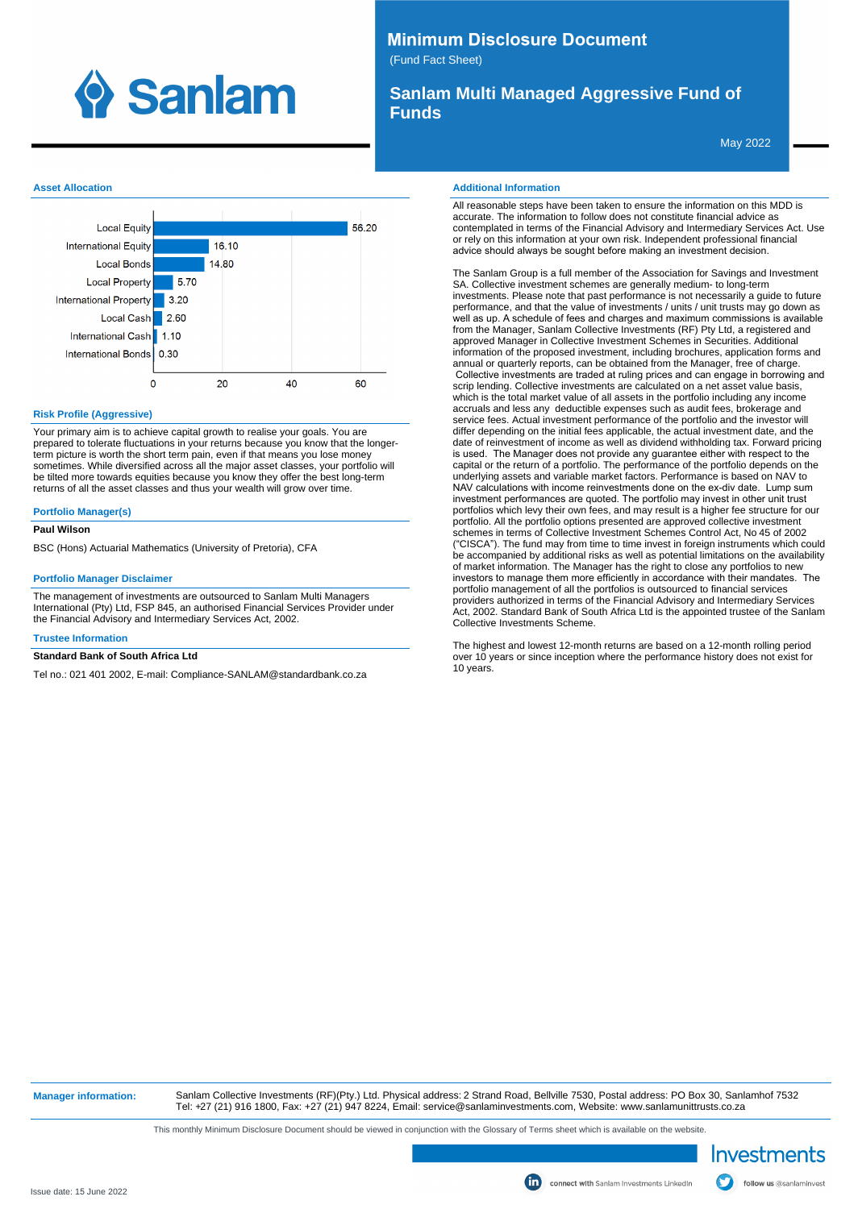# Minimum Disclosure Document

(Fund Fact Sheet)

## Sanlam Multi Managed Aggressive Fund of Funds

May 2022

### Asset Allocation

Local Equity 56.20
International Equity 16.10
Local Bonds 14.80
Local Property 5.70
International Property 3.20
Local Cash 2.60
International Cash 1.10
International Bonds 0.30

0 20 40 60

### Risk Profile (Aggressive)

Your primary aim is to achieve capital growth to realise your goals. You are prepared to tolerate fluctuations in your returns because you know that the longer-term picture is worth the short term pain, even if that means you lose money sometimes. While diversified across all the major asset classes, your portfolio will be tilted more towards equities because you know they offer the best long-term returns of all the asset classes and thus your wealth will grow over time.

### Portfolio Manager(s)

**Paul Wilson**

BSC (Hons) Actuarial Mathematics (University of Pretoria), CFA

### Portfolio Manager Disclaimer

The management of investments are outsourced to Sanlam Multi Managers International (Pty) Ltd, FSP 845, an authorised Financial Services Provider under the Financial Advisory and Intermediary Services Act, 2002.

### Trustee Information

**Standard Bank of South Africa Ltd**

Tel no.: 021 401 2002, E-mail: Compliance-SANLAM@standardbank.co.za

### Additional Information

All reasonable steps have been taken to ensure the information on this MDD is accurate. The information to follow does not constitute financial advice as contemplated in terms of the Financial Advisory and Intermediary Services Act. Use or rely on this information at your own risk. Independent professional financial advice should always be sought before making an investment decision.

The Sanlam Group is a full member of the Association for Savings and Investment SA. Collective investment schemes are generally medium- to long-term investments. Please note that past performance is not necessarily a guide to future performance, and that the value of investments / units / unit trusts may go down as well as up. A schedule of fees and charges and maximum commissions is available from the Manager, Sanlam Collective Investments (RF) Pty Ltd, a registered and approved Manager in Collective Investment Schemes in Securities. Additional information of the proposed investment, including brochures, application forms and annual or quarterly reports, can be obtained from the Manager, free of charge. Collective investments are traded at ruling prices and can engage in borrowing and scrip lending. Collective investments are calculated on a net asset value basis, which is the total market value of all assets in the portfolio including any income accruals and less any deductible expenses such as audit fees, brokerage and service fees. Actual investment performance of the portfolio and the investor will differ depending on the initial fees applicable, the actual investment date, and the date of reinvestment of income as well as dividend withholding tax. Forward pricing is used. The Manager does not provide any guarantee either with respect to the capital or the return of a portfolio. The performance of the portfolio depends on the underlying assets and variable market factors. Performance is based on NAV to NAV calculations with income reinvestments done on the ex-div date. Lump sum investment performances are quoted. The portfolio may invest in other unit trust portfolios which levy their own fees, and may result is a higher fee structure for our portfolio. All the portfolio options presented are approved collective investment schemes in terms of Collective Investment Schemes Control Act, No 45 of 2002 ("CISCA"). The fund may from time to time invest in foreign instruments which could be accompanied by additional risks as well as potential limitations on the availability of market information. The Manager has the right to close any portfolios to new investors to manage them more efficiently in accordance with their mandates. The portfolio management of all the portfolios is outsourced to financial services providers authorized in terms of the Financial Advisory and Intermediary Services Act, 2002. Standard Bank of South Africa Ltd is the appointed trustee of the Sanlam Collective Investments Scheme.

The highest and lowest 12-month returns are based on a 12-month rolling period over 10 years or since inception where the performance history does not exist for 10 years.

**Manager information:** Sanlam Collective Investments (RF)(Pty.) Ltd. Physical address: 2 Strand Road, Bellville 7530, Postal address: PO Box 30, Sanlamhof 7532 Tel: +27 (21) 916 1800, Fax: +27 (21) 947 8224, Email: service@sanlaminvestments.com, Website: www.sanlamunittrusts.co.za

This monthly Minimum Disclosure Document should be viewed in conjunction with the Glossary of Terms sheet which is available on the website.

Issue date: 15 June 2022